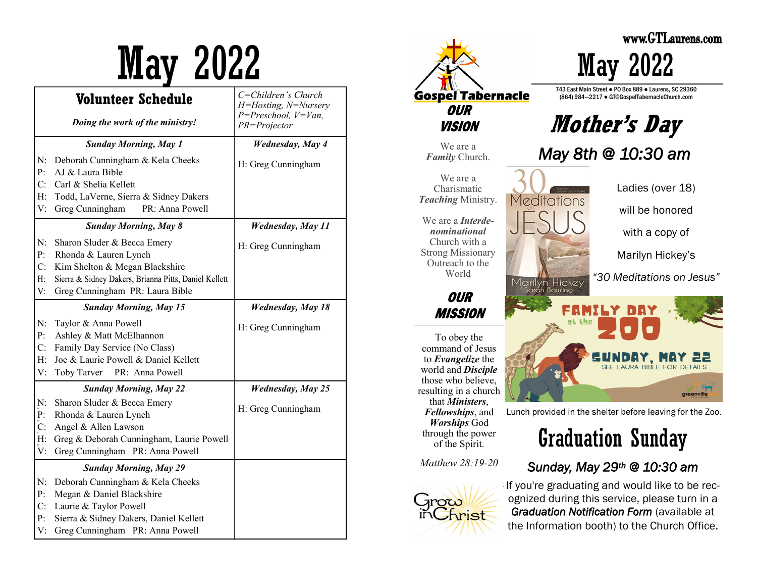# May 2022

| **Volunteer Schedule**<br>*Doing the work of the ministry!* | *C=Children's Church H=Hosting, N=Nursery P=Preschool, V=Van, PR=Projector* |
|---|---|
| ***Sunday Morning, May 1***<br>N: Deborah Cunningham & Kela Cheeks<br>P: AJ & Laura Bible<br>C: Carl & Shelia Kellett<br>H: Todd, LaVerne, Sierra & Sidney Dakers<br>V: Greg Cunningham PR: Anna Powell | ***Wednesday, May 4***<br>H: Greg Cunningham |
| ***Sunday Morning, May 8***<br>N: Sharon Sluder & Becca Emery<br>P: Rhonda & Lauren Lynch<br>C: Kim Shelton & Megan Blackshire<br>H: Sierra & Sidney Dakers, Brianna Pitts, Daniel Kellett<br>V: Greg Cunningham PR: Laura Bible | ***Wednesday, May 11***<br>H: Greg Cunningham |
| ***Sunday Morning, May 15***<br>N: Taylor & Anna Powell<br>P: Ashley & Matt McElhannon<br>C: Family Day Service (No Class)<br>H: Joe & Laurie Powell & Daniel Kellett<br>V: Toby Tarver PR: Anna Powell | ***Wednesday, May 18***<br>H: Greg Cunningham |
| ***Sunday Morning, May 22***<br>N: Sharon Sluder & Becca Emery<br>P: Rhonda & Lauren Lynch<br>C: Angel & Allen Lawson<br>H: Greg & Deborah Cunningham, Laurie Powell<br>V: Greg Cunningham PR: Anna Powell | ***Wednesday, May 25***<br>H: Greg Cunningham |
| ***Sunday Morning, May 29***<br>N: Deborah Cunningham & Kela Cheeks<br>P: Megan & Daniel Blackshire<br>C: Laurie & Taylor Powell<br>P: Sierra & Sidney Dakers, Daniel Kellett<br>V: Greg Cunningham PR: Anna Powell | |

**Gospel Tabernacle**

## OUR VISION

We are a *Family* Church.

We are a Charismatic *Teaching* Ministry.

We are a *Interdenominational* Church with a Strong Missionary Outreach to the World

## OUR MISSION

To obey the command of Jesus to *Evangelize* the world and *Disciple* those who believe, resulting in a church that *Ministers*, *Fellowships*, and *Worships* God through the power of the Spirit.

*Matthew 28:19-20*

Grow in Christ

www.GTLaurens.com

# May 2022

743 East Main Street ● PO Box 889 ● Laurens, SC 29360
(864) 984—2217 ● GT@GospelTabernacleChurch.com

## *Mother's Day*

### *May 8th @ 10:30 am*

Ladies (over 18) will be honored with a copy of Marilyn Hickey's *"30 Meditations on Jesus"*

## FAMILY DAY at the ZOO

**SUNDAY, MAY 22**

SEE LAURA BIBLE FOR DETAILS

Lunch provided in the shelter before leaving for the Zoo.

## Graduation Sunday

### *Sunday, May 29th @ 10:30 am*

If you're graduating and would like to be recognized during this service, please turn in a *Graduation Notification Form* (available at the Information booth) to the Church Office.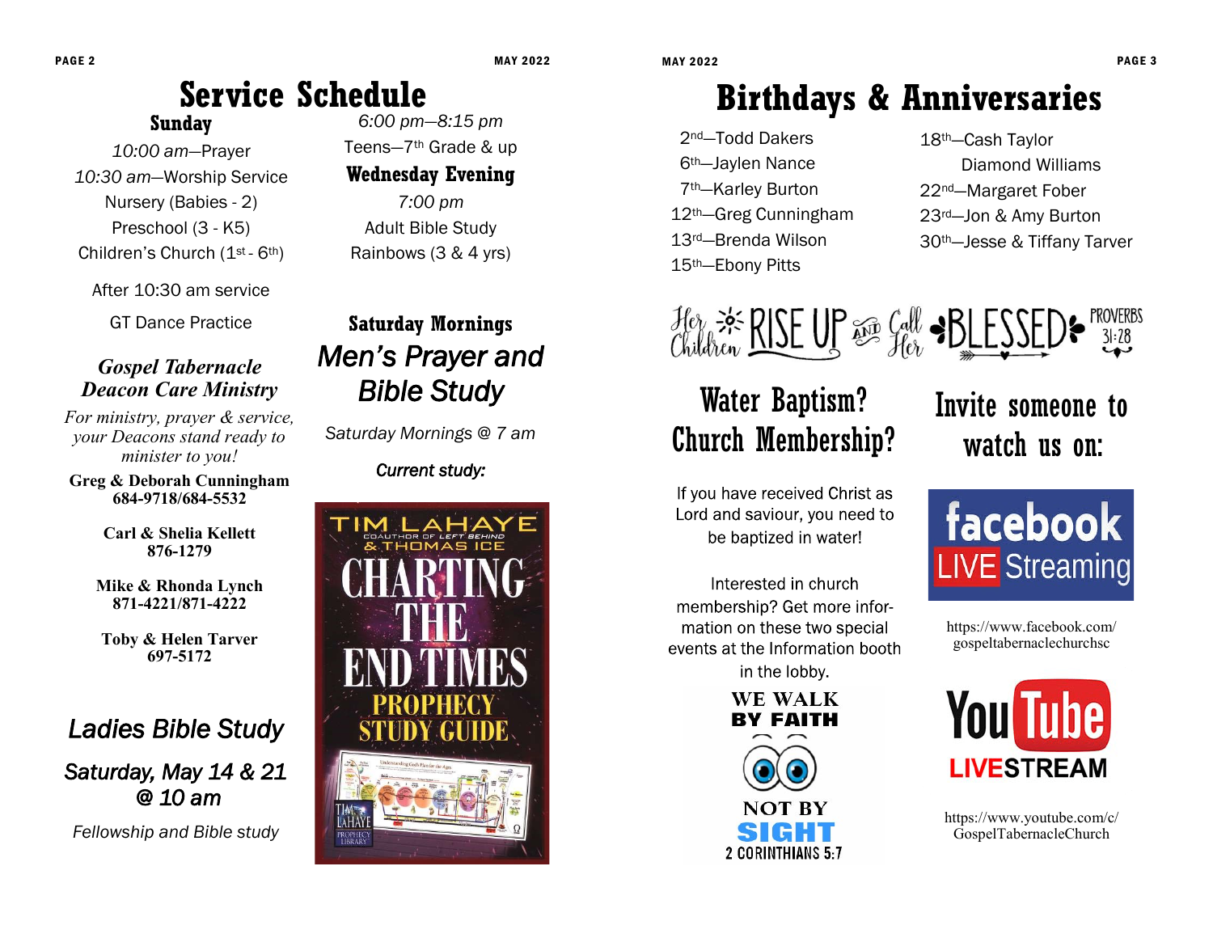# Service Schedule

### Sunday

*10:00 am*—Prayer
*10:30 am*—Worship Service
Nursery (Babies - 2)
Preschool (3 - K5)
Children's Church (1st - 6th)

After 10:30 am service

GT Dance Practice

*6:00 pm—8:15 pm*
Teens—7th Grade & up

### Wednesday Evening

*7:00 pm*
Adult Bible Study
Rainbows (3 & 4 yrs)

### *Gospel Tabernacle Deacon Care Ministry*

*For ministry, prayer & service, your Deacons stand ready to minister to you!*

**Greg & Deborah Cunningham**
**684-9718/684-5532**

**Carl & Shelia Kellett**
**876-1279**

**Mike & Rhonda Lynch**
**871-4221/871-4222**

**Toby & Helen Tarver**
**697-5172**

### Saturday Mornings

## *Men's Prayer and Bible Study*

*Saturday Mornings @ 7 am*

***Current study:***

TIM LAHAYE
COAUTHOR OF LEFT BEHIND
& THOMAS ICE
CHARTING THE END TIMES
PROPHECY STUDY GUIDE

## *Ladies Bible Study*

***Saturday, May 14 & 21 @ 10 am***

*Fellowship and Bible study*

# Birthdays & Anniversaries

2nd—Todd Dakers
6th—Jaylen Nance
7th—Karley Burton
12th—Greg Cunningham
13th—Brenda Wilson
15th—Ebony Pitts
18th—Cash Taylor
Diamond Williams
22nd—Margaret Fober
23rd—Jon & Amy Burton
30th—Jesse & Tiffany Tarver

Her Children RISE UP and Call Her BLESSED — PROVERBS 31:28

## Water Baptism? Church Membership?

If you have received Christ as Lord and saviour, you need to be baptized in water!

Interested in church membership? Get more information on these two special events at the Information booth in the lobby.

WE WALK BY FAITH NOT BY SIGHT
2 CORINTHIANS 5:7

## Invite someone to watch us on:

facebook LIVE Streaming

https://www.facebook.com/gospeltabernaclechurchsc

YouTube LIVESTREAM

https://www.youtube.com/c/GospelTabernacleChurch